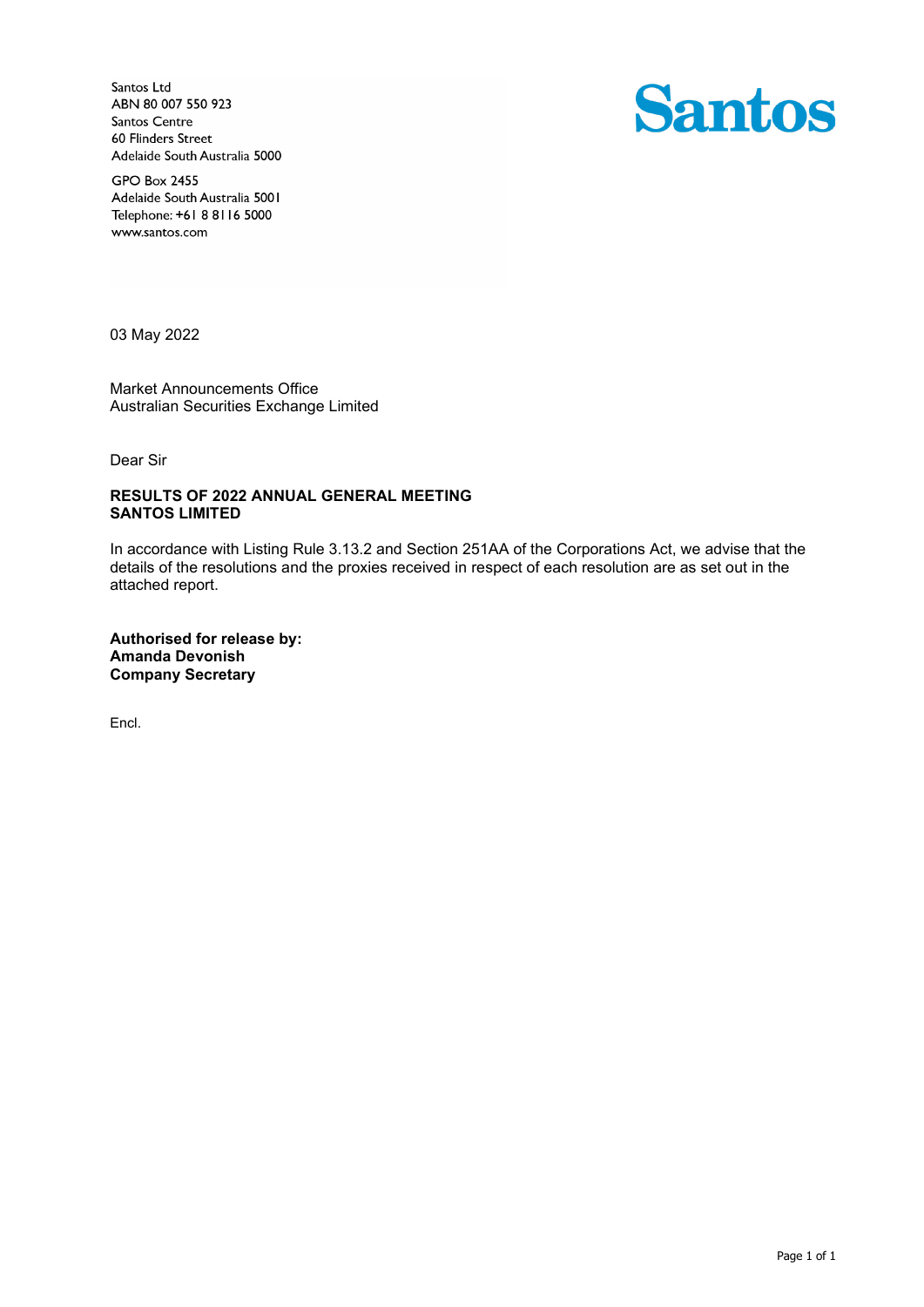Santos Ltd
ABN 80 007 550 923
Santos Centre
60 Flinders Street
Adelaide South Australia 5000

GPO Box 2455
Adelaide South Australia 5001
Telephone: +61 8 8116 5000
www.santos.com

**Santos**

03 May 2022

Market Announcements Office
Australian Securities Exchange Limited

Dear Sir

**RESULTS OF 2022 ANNUAL GENERAL MEETING**
**SANTOS LIMITED**

In accordance with Listing Rule 3.13.2 and Section 251AA of the Corporations Act, we advise that the details of the resolutions and the proxies received in respect of each resolution are as set out in the attached report.

**Authorised for release by:**
**Amanda Devonish**
**Company Secretary**

Encl.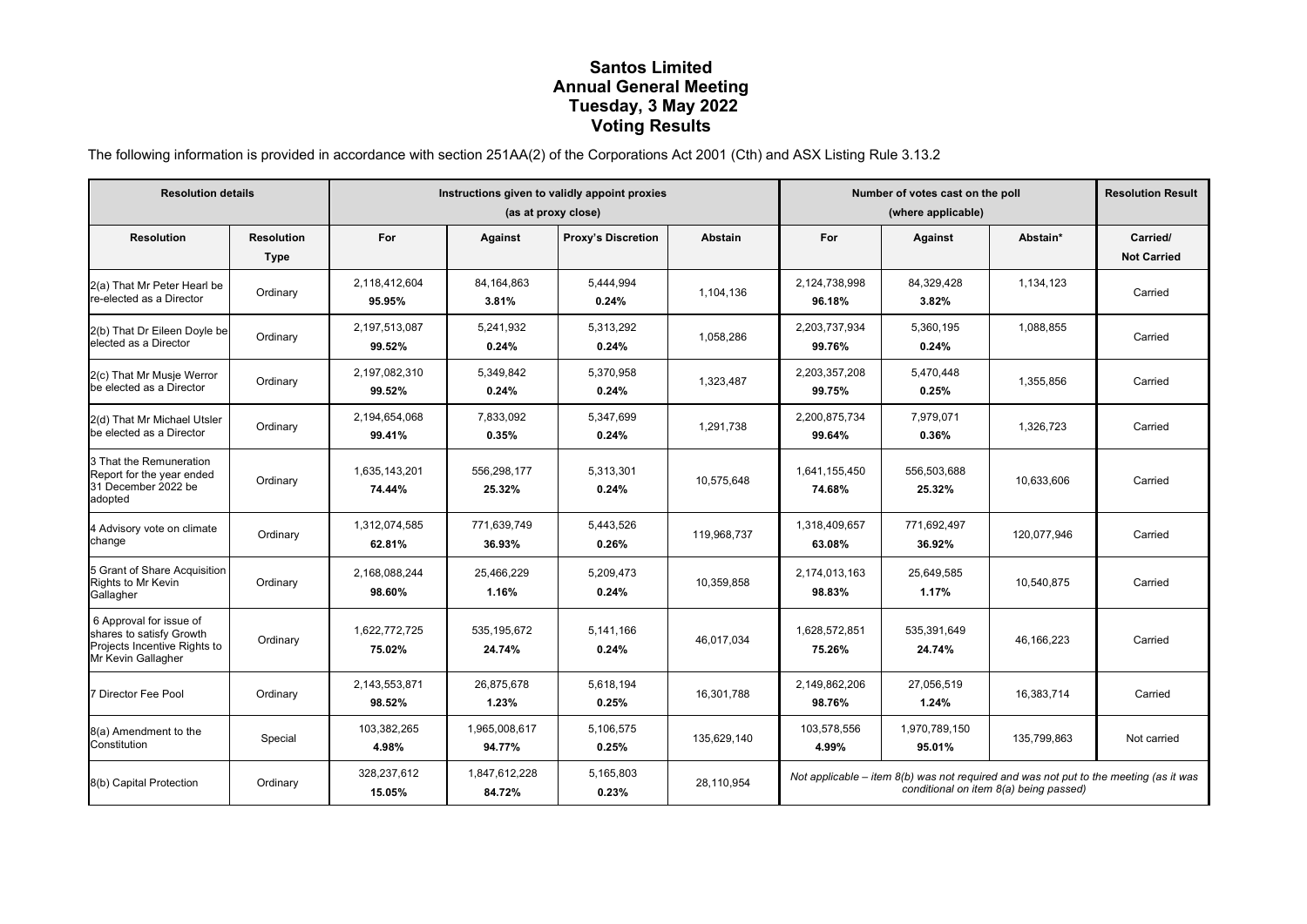# Santos Limited
# Annual General Meeting
# Tuesday, 3 May 2022
# Voting Results

The following information is provided in accordance with section 251AA(2) of the Corporations Act 2001 (Cth) and ASX Listing Rule 3.13.2

| Resolution details | | Instructions given to validly appoint proxies (as at proxy close) | | | | Number of votes cast on the poll (where applicable) | | | Resolution Result |
|---|---|---|---|---|---|---|---|---|---|
| **Resolution** | **Resolution Type** | **For** | **Against** | **Proxy's Discretion** | **Abstain** | **For** | **Against** | **Abstain*** | **Carried/ Not Carried** |
| 2(a) That Mr Peter Hearl be re-elected as a Director | Ordinary | 2,118,412,604 **95.95%** | 84,164,863 **3.81%** | 5,444,994 **0.24%** | 1,104,136 | 2,124,738,998 **96.18%** | 84,329,428 **3.82%** | 1,134,123 | Carried |
| 2(b) That Dr Eileen Doyle be elected as a Director | Ordinary | 2,197,513,087 **99.52%** | 5,241,932 **0.24%** | 5,313,292 **0.24%** | 1,058,286 | 2,203,737,934 **99.76%** | 5,360,195 **0.24%** | 1,088,855 | Carried |
| 2(c) That Mr Musje Werror be elected as a Director | Ordinary | 2,197,082,310 **99.52%** | 5,349,842 **0.24%** | 5,370,958 **0.24%** | 1,323,487 | 2,203,357,208 **99.75%** | 5,470,448 **0.25%** | 1,355,856 | Carried |
| 2(d) That Mr Michael Utsler be elected as a Director | Ordinary | 2,194,654,068 **99.41%** | 7,833,092 **0.35%** | 5,347,699 **0.24%** | 1,291,738 | 2,200,875,734 **99.64%** | 7,979,071 **0.36%** | 1,326,723 | Carried |
| 3 That the Remuneration Report for the year ended 31 December 2022 be adopted | Ordinary | 1,635,143,201 **74.44%** | 556,298,177 **25.32%** | 5,313,301 **0.24%** | 10,575,648 | 1,641,155,450 **74.68%** | 556,503,688 **25.32%** | 10,633,606 | Carried |
| 4 Advisory vote on climate change | Ordinary | 1,312,074,585 **62.81%** | 771,639,749 **36.93%** | 5,443,526 **0.26%** | 119,968,737 | 1,318,409,657 **63.08%** | 771,692,497 **36.92%** | 120,077,946 | Carried |
| 5 Grant of Share Acquisition Rights to Mr Kevin Gallagher | Ordinary | 2,168,088,244 **98.60%** | 25,466,229 **1.16%** | 5,209,473 **0.24%** | 10,359,858 | 2,174,013,163 **98.83%** | 25,649,585 **1.17%** | 10,540,875 | Carried |
| 6 Approval for issue of shares to satisfy Growth Projects Incentive Rights to Mr Kevin Gallagher | Ordinary | 1,622,772,725 **75.02%** | 535,195,672 **24.74%** | 5,141,166 **0.24%** | 46,017,034 | 1,628,572,851 **75.26%** | 535,391,649 **24.74%** | 46,166,223 | Carried |
| 7 Director Fee Pool | Ordinary | 2,143,553,871 **98.52%** | 26,875,678 **1.23%** | 5,618,194 **0.25%** | 16,301,788 | 2,149,862,206 **98.76%** | 27,056,519 **1.24%** | 16,383,714 | Carried |
| 8(a) Amendment to the Constitution | Special | 103,382,265 **4.98%** | 1,965,008,617 **94.77%** | 5,106,575 **0.25%** | 135,629,140 | 103,578,556 **4.99%** | 1,970,789,150 **95.01%** | 135,799,863 | Not carried |
| 8(b) Capital Protection | Ordinary | 328,237,612 **15.05%** | 1,847,612,228 **84.72%** | 5,165,803 **0.23%** | 28,110,954 | *Not applicable – item 8(b) was not required and was not put to the meeting (as it was conditional on item 8(a) being passed)* | | | |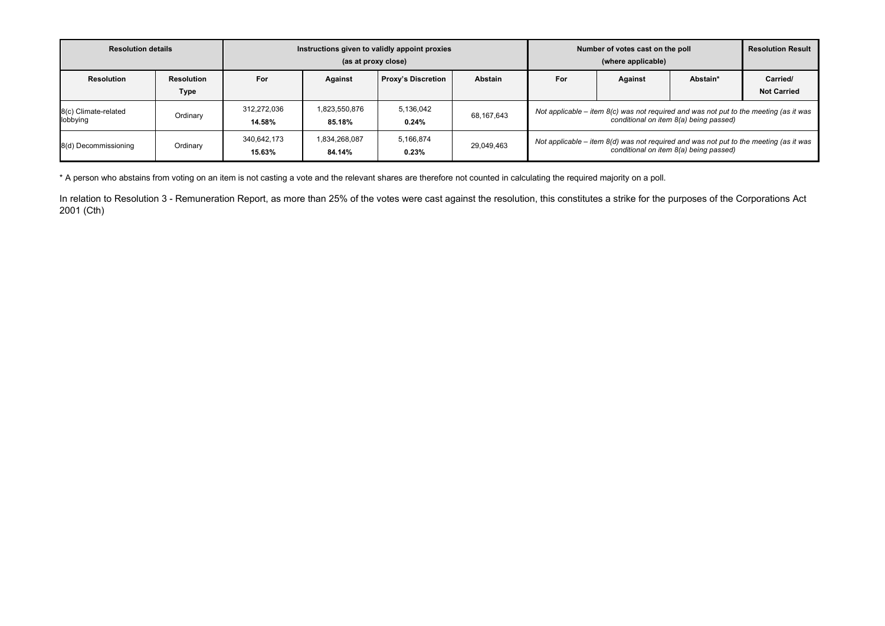| Resolution details | | Instructions given to validly appoint proxies (as at proxy close) | | | | Number of votes cast on the poll (where applicable) | | | Resolution Result |
|---|---|---|---|---|---|---|---|---|---|
| **Resolution** | **Resolution Type** | **For** | **Against** | **Proxy's Discretion** | **Abstain** | **For** | **Against** | **Abstain*** | **Carried/ Not Carried** |
| 8(c) Climate-related lobbying | Ordinary | 312,272,036 **14.58%** | 1,823,550,876 **85.18%** | 5,136,042 **0.24%** | 68,167,643 | *Not applicable – item 8(c) was not required and was not put to the meeting (as it was conditional on item 8(a) being passed)* | | | |
| 8(d) Decommissioning | Ordinary | 340,642,173 **15.63%** | 1,834,268,087 **84.14%** | 5,166,874 **0.23%** | 29,049,463 | *Not applicable – item 8(d) was not required and was not put to the meeting (as it was conditional on item 8(a) being passed)* | | | |

* A person who abstains from voting on an item is not casting a vote and the relevant shares are therefore not counted in calculating the required majority on a poll.

In relation to Resolution 3 - Remuneration Report, as more than 25% of the votes were cast against the resolution, this constitutes a strike for the purposes of the Corporations Act 2001 (Cth)